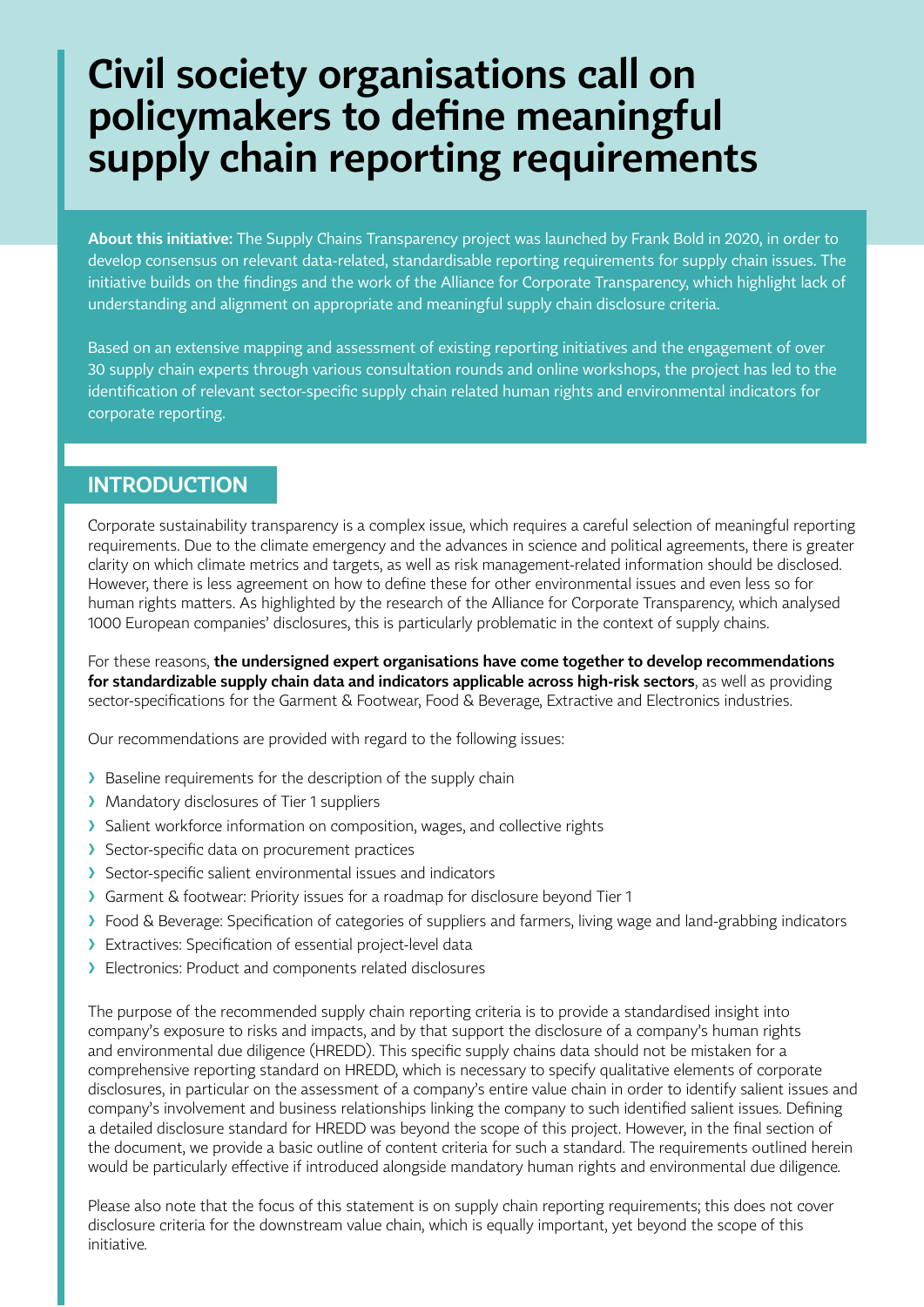# Civil society organisations call on policymakers to define meaningful supply chain reporting requirements

**About this initiative:** The Supply Chains Transparency project was launched by Frank Bold in 2020, in order to develop consensus on relevant data-related, standardisable reporting requirements for supply chain issues. The initiative builds on the findings and the work of the Alliance for Corporate Transparency, which highlight lack of understanding and alignment on appropriate and meaningful supply chain disclosure criteria.

Based on an extensive mapping and assessment of existing reporting initiatives and the engagement of over 30 supply chain experts through various consultation rounds and online workshops, the project has led to the identification of relevant sector-specific supply chain related human rights and environmental indicators for corporate reporting.

## INTRODUCTION

Corporate sustainability transparency is a complex issue, which requires a careful selection of meaningful reporting requirements. Due to the climate emergency and the advances in science and political agreements, there is greater clarity on which climate metrics and targets, as well as risk management-related information should be disclosed. However, there is less agreement on how to define these for other environmental issues and even less so for human rights matters. As highlighted by the research of the Alliance for Corporate Transparency, which analysed 1000 European companies' disclosures, this is particularly problematic in the context of supply chains.

For these reasons, **the undersigned expert organisations have come together to develop recommendations for standardizable supply chain data and indicators applicable across high-risk sectors**, as well as providing sector-specifications for the Garment & Footwear, Food & Beverage, Extractive and Electronics industries.

Our recommendations are provided with regard to the following issues:

- Baseline requirements for the description of the supply chain
- Mandatory disclosures of Tier 1 suppliers
- Salient workforce information on composition, wages, and collective rights
- Sector-specific data on procurement practices
- Sector-specific salient environmental issues and indicators
- Garment & footwear: Priority issues for a roadmap for disclosure beyond Tier 1
- Food & Beverage: Specification of categories of suppliers and farmers, living wage and land-grabbing indicators
- Extractives: Specification of essential project-level data
- Electronics: Product and components related disclosures

The purpose of the recommended supply chain reporting criteria is to provide a standardised insight into company's exposure to risks and impacts, and by that support the disclosure of a company's human rights and environmental due diligence (HREDD). This specific supply chains data should not be mistaken for a comprehensive reporting standard on HREDD, which is necessary to specify qualitative elements of corporate disclosures, in particular on the assessment of a company's entire value chain in order to identify salient issues and company's involvement and business relationships linking the company to such identified salient issues. Defining a detailed disclosure standard for HREDD was beyond the scope of this project. However, in the final section of the document, we provide a basic outline of content criteria for such a standard. The requirements outlined herein would be particularly effective if introduced alongside mandatory human rights and environmental due diligence.

Please also note that the focus of this statement is on supply chain reporting requirements; this does not cover disclosure criteria for the downstream value chain, which is equally important, yet beyond the scope of this initiative.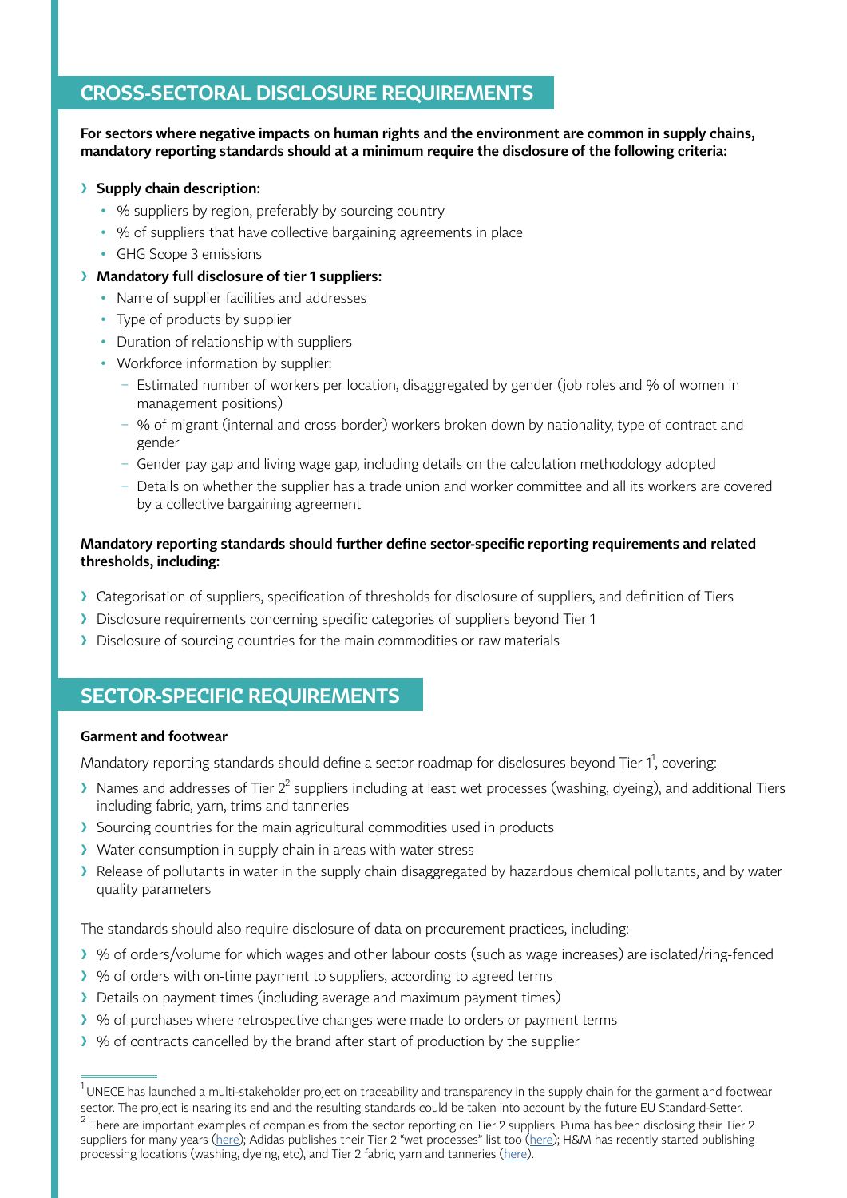## CROSS-SECTORAL DISCLOSURE REQUIREMENTS

**For sectors where negative impacts on human rights and the environment are common in supply chains, mandatory reporting standards should at a minimum require the disclosure of the following criteria:**

- **Supply chain description:**
  - % suppliers by region, preferably by sourcing country
  - % of suppliers that have collective bargaining agreements in place
  - GHG Scope 3 emissions
- **Mandatory full disclosure of tier 1 suppliers:**
  - Name of supplier facilities and addresses
  - Type of products by supplier
  - Duration of relationship with suppliers
  - Workforce information by supplier:
    - Estimated number of workers per location, disaggregated by gender (job roles and % of women in management positions)
    - % of migrant (internal and cross-border) workers broken down by nationality, type of contract and gender
    - Gender pay gap and living wage gap, including details on the calculation methodology adopted
    - Details on whether the supplier has a trade union and worker committee and all its workers are covered by a collective bargaining agreement

**Mandatory reporting standards should further define sector-specific reporting requirements and related thresholds, including:**

- Categorisation of suppliers, specification of thresholds for disclosure of suppliers, and definition of Tiers
- Disclosure requirements concerning specific categories of suppliers beyond Tier 1
- Disclosure of sourcing countries for the main commodities or raw materials

## SECTOR-SPECIFIC REQUIREMENTS

### Garment and footwear

Mandatory reporting standards should define a sector roadmap for disclosures beyond Tier 1[1], covering:

- Names and addresses of Tier 2[2] suppliers including at least wet processes (washing, dyeing), and additional Tiers including fabric, yarn, trims and tanneries
- Sourcing countries for the main agricultural commodities used in products
- Water consumption in supply chain in areas with water stress
- Release of pollutants in water in the supply chain disaggregated by hazardous chemical pollutants, and by water quality parameters

The standards should also require disclosure of data on procurement practices, including:

- % of orders/volume for which wages and other labour costs (such as wage increases) are isolated/ring-fenced
- % of orders with on-time payment to suppliers, according to agreed terms
- Details on payment times (including average and maximum payment times)
- % of purchases where retrospective changes were made to orders or payment terms
- % of contracts cancelled by the brand after start of production by the supplier

---

[1] UNECE has launched a multi-stakeholder project on traceability and transparency in the supply chain for the garment and footwear sector. The project is nearing its end and the resulting standards could be taken into account by the future EU Standard-Setter.

[2] There are important examples of companies from the sector reporting on Tier 2 suppliers. Puma has been disclosing their Tier 2 suppliers for many years (here); Adidas publishes their Tier 2 "wet processes" list too (here); H&M has recently started publishing processing locations (washing, dyeing, etc), and Tier 2 fabric, yarn and tanneries (here).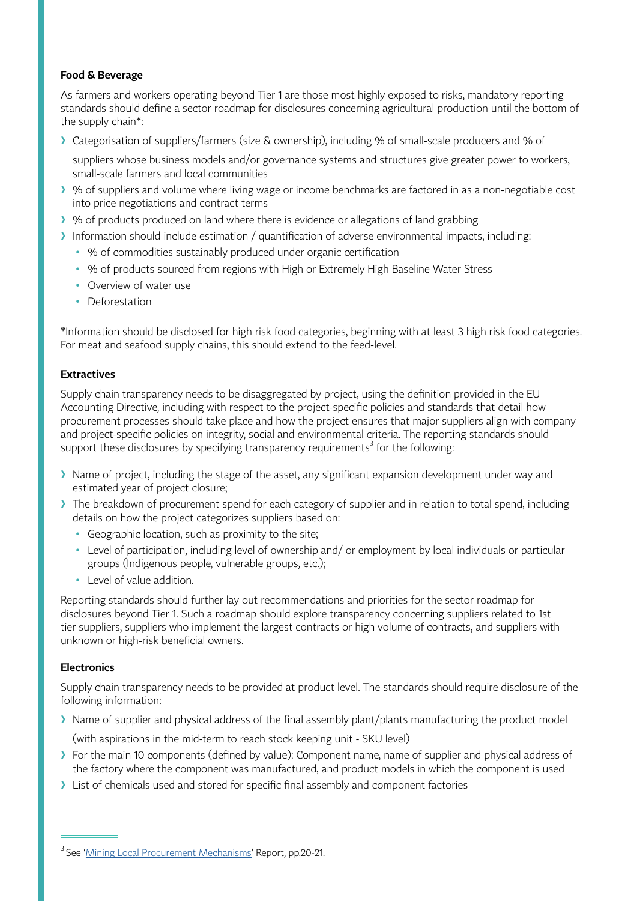**Food & Beverage**

As farmers and workers operating beyond Tier 1 are those most highly exposed to risks, mandatory reporting standards should define a sector roadmap for disclosures concerning agricultural production until the bottom of the supply chain*:

- Categorisation of suppliers/farmers (size & ownership), including % of small-scale producers and % of suppliers whose business models and/or governance systems and structures give greater power to workers, small-scale farmers and local communities
- % of suppliers and volume where living wage or income benchmarks are factored in as a non-negotiable cost into price negotiations and contract terms
- % of products produced on land where there is evidence or allegations of land grabbing
- Information should include estimation / quantification of adverse environmental impacts, including:
  - % of commodities sustainably produced under organic certification
  - % of products sourced from regions with High or Extremely High Baseline Water Stress
  - Overview of water use
  - Deforestation

*Information should be disclosed for high risk food categories, beginning with at least 3 high risk food categories. For meat and seafood supply chains, this should extend to the feed-level.

**Extractives**

Supply chain transparency needs to be disaggregated by project, using the definition provided in the EU Accounting Directive, including with respect to the project-specific policies and standards that detail how procurement processes should take place and how the project ensures that major suppliers align with company and project-specific policies on integrity, social and environmental criteria. The reporting standards should support these disclosures by specifying transparency requirements[3] for the following:

- Name of project, including the stage of the asset, any significant expansion development under way and estimated year of project closure;
- The breakdown of procurement spend for each category of supplier and in relation to total spend, including details on how the project categorizes suppliers based on:
  - Geographic location, such as proximity to the site;
  - Level of participation, including level of ownership and/ or employment by local individuals or particular groups (Indigenous people, vulnerable groups, etc.);
  - Level of value addition.

Reporting standards should further lay out recommendations and priorities for the sector roadmap for disclosures beyond Tier 1. Such a roadmap should explore transparency concerning suppliers related to 1st tier suppliers, suppliers who implement the largest contracts or high volume of contracts, and suppliers with unknown or high-risk beneficial owners.

**Electronics**

Supply chain transparency needs to be provided at product level. The standards should require disclosure of the following information:

- Name of supplier and physical address of the final assembly plant/plants manufacturing the product model (with aspirations in the mid-term to reach stock keeping unit - SKU level)
- For the main 10 components (defined by value): Component name, name of supplier and physical address of the factory where the component was manufactured, and product models in which the component is used
- List of chemicals used and stored for specific final assembly and component factories

---

[3] See 'Mining Local Procurement Mechanisms' Report, pp.20-21.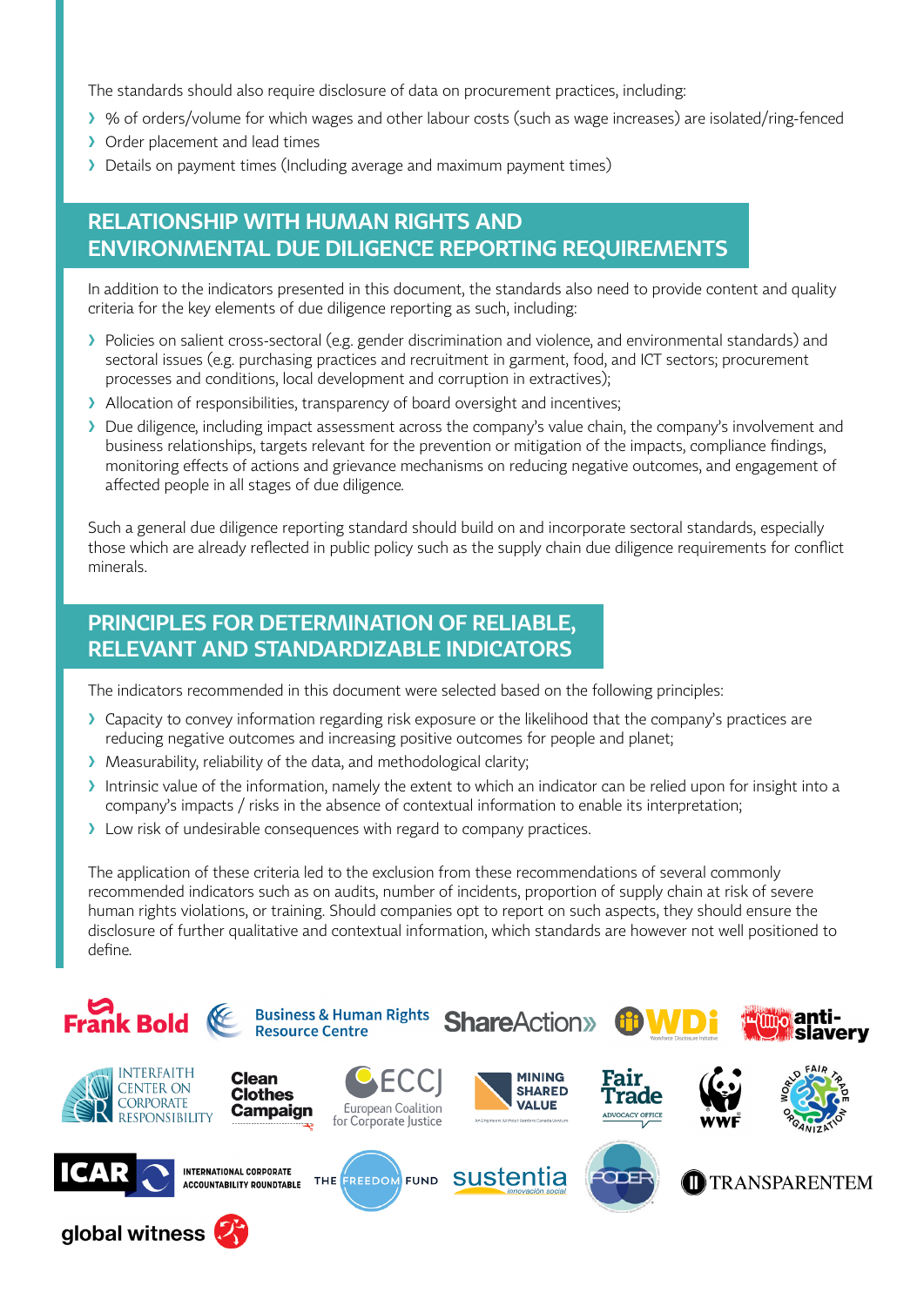The standards should also require disclosure of data on procurement practices, including:

- % of orders/volume for which wages and other labour costs (such as wage increases) are isolated/ring-fenced
- Order placement and lead times
- Details on payment times (Including average and maximum payment times)

## RELATIONSHIP WITH HUMAN RIGHTS AND ENVIRONMENTAL DUE DILIGENCE REPORTING REQUIREMENTS

In addition to the indicators presented in this document, the standards also need to provide content and quality criteria for the key elements of due diligence reporting as such, including:

- Policies on salient cross-sectoral (e.g. gender discrimination and violence, and environmental standards) and sectoral issues (e.g. purchasing practices and recruitment in garment, food, and ICT sectors; procurement processes and conditions, local development and corruption in extractives);
- Allocation of responsibilities, transparency of board oversight and incentives;
- Due diligence, including impact assessment across the company's value chain, the company's involvement and business relationships, targets relevant for the prevention or mitigation of the impacts, compliance findings, monitoring effects of actions and grievance mechanisms on reducing negative outcomes, and engagement of affected people in all stages of due diligence.

Such a general due diligence reporting standard should build on and incorporate sectoral standards, especially those which are already reflected in public policy such as the supply chain due diligence requirements for conflict minerals.

## PRINCIPLES FOR DETERMINATION OF RELIABLE, RELEVANT AND STANDARDIZABLE INDICATORS

The indicators recommended in this document were selected based on the following principles:

- Capacity to convey information regarding risk exposure or the likelihood that the company's practices are reducing negative outcomes and increasing positive outcomes for people and planet;
- Measurability, reliability of the data, and methodological clarity;
- Intrinsic value of the information, namely the extent to which an indicator can be relied upon for insight into a company's impacts / risks in the absence of contextual information to enable its interpretation;
- Low risk of undesirable consequences with regard to company practices.

The application of these criteria led to the exclusion from these recommendations of several commonly recommended indicators such as on audits, number of incidents, proportion of supply chain at risk of severe human rights violations, or training. Should companies opt to report on such aspects, they should ensure the disclosure of further qualitative and contextual information, which standards are however not well positioned to define.

Frank Bold | Business & Human Rights Resource Centre | ShareAction | WDi Workforce Disclosure Initiative | anti-slavery | Interfaith Center on Corporate Responsibility | Clean Clothes Campaign | ECCJ European Coalition for Corporate Justice | Mining Shared Value | Fair Trade Advocacy Office | WWF | World Fair Trade Organization | ICAR International Corporate Accountability Roundtable | The Freedom Fund | sustentia innovación social | PODER | Transparentem | global witness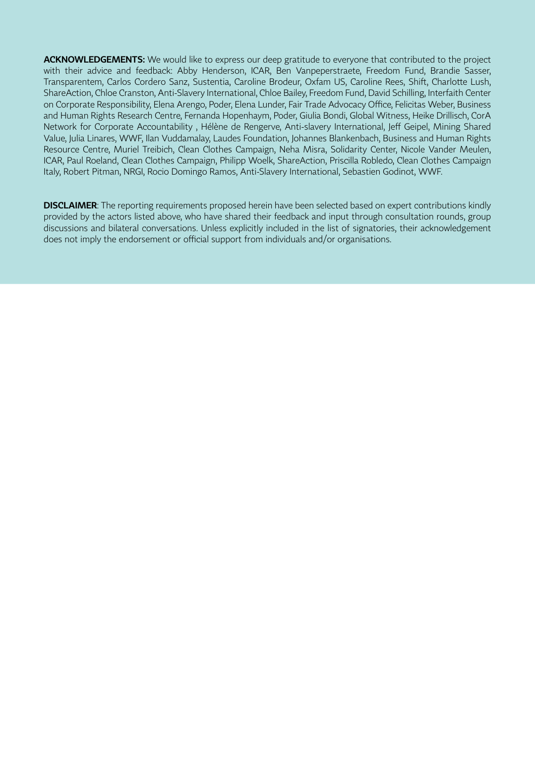**ACKNOWLEDGEMENTS:** We would like to express our deep gratitude to everyone that contributed to the project with their advice and feedback: Abby Henderson, ICAR, Ben Vanpeperstraete, Freedom Fund, Brandie Sasser, Transparentem, Carlos Cordero Sanz, Sustentia, Caroline Brodeur, Oxfam US, Caroline Rees, Shift, Charlotte Lush, ShareAction, Chloe Cranston, Anti-Slavery International, Chloe Bailey, Freedom Fund, David Schilling, Interfaith Center on Corporate Responsibility, Elena Arengo, Poder, Elena Lunder, Fair Trade Advocacy Office, Felicitas Weber, Business and Human Rights Research Centre, Fernanda Hopenhaym, Poder, Giulia Bondi, Global Witness, Heike Drillisch, CorA Network for Corporate Accountability , Hélène de Rengerve, Anti-slavery International, Jeff Geipel, Mining Shared Value, Julia Linares, WWF, Ilan Vuddamalay, Laudes Foundation, Johannes Blankenbach, Business and Human Rights Resource Centre, Muriel Treibich, Clean Clothes Campaign, Neha Misra, Solidarity Center, Nicole Vander Meulen, ICAR, Paul Roeland, Clean Clothes Campaign, Philipp Woelk, ShareAction, Priscilla Robledo, Clean Clothes Campaign Italy, Robert Pitman, NRGI, Rocio Domingo Ramos, Anti-Slavery International, Sebastien Godinot, WWF.

**DISCLAIMER**: The reporting requirements proposed herein have been selected based on expert contributions kindly provided by the actors listed above, who have shared their feedback and input through consultation rounds, group discussions and bilateral conversations. Unless explicitly included in the list of signatories, their acknowledgement does not imply the endorsement or official support from individuals and/or organisations.